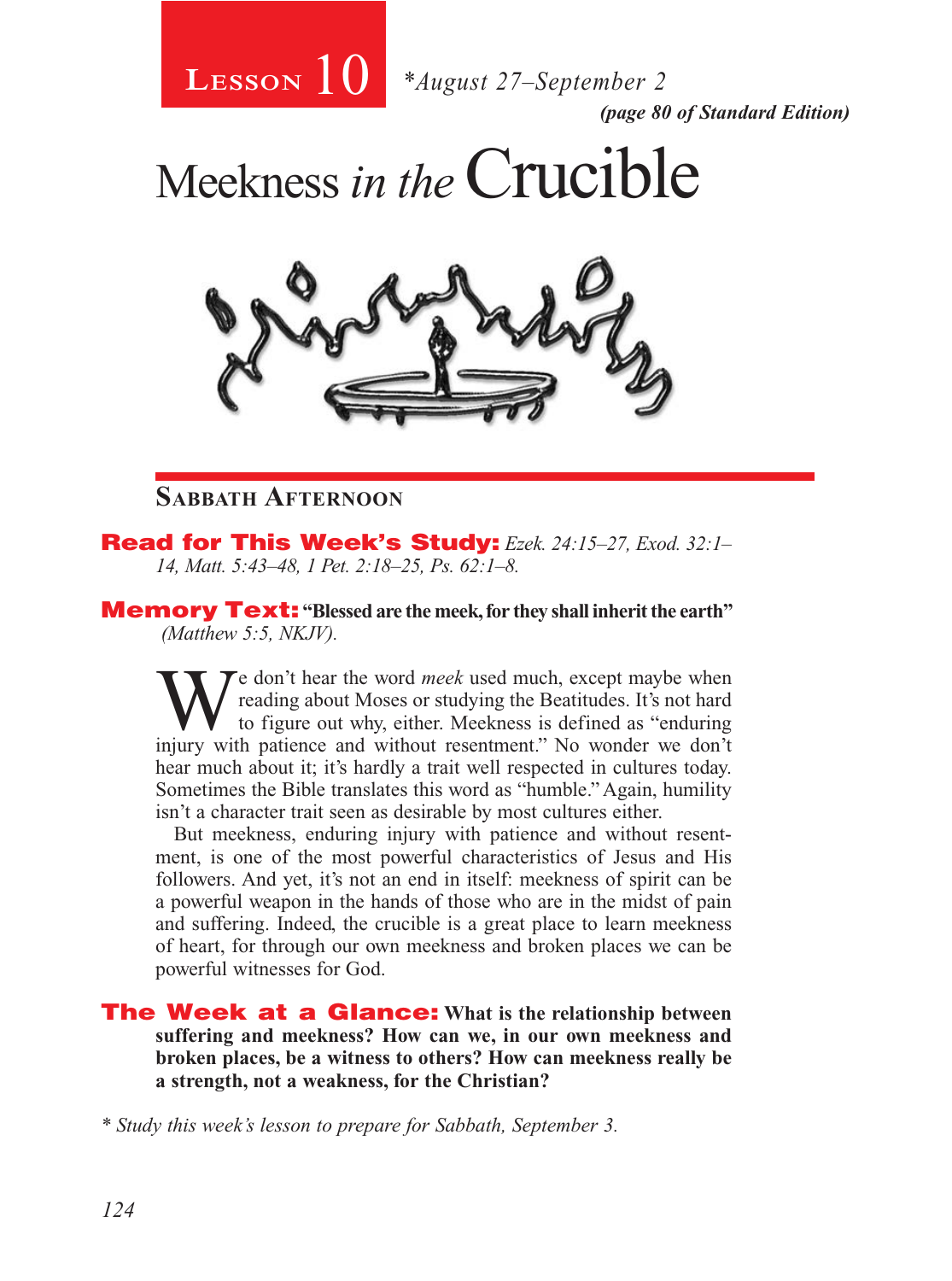# Lesson 10

*\*August 27–September 2*

***(page 80 of Standard Edition)***

# Meekness *in the* Crucible

## Sabbath Afternoon

**Read for This Week's Study:** *Ezek. 24:15–27, Exod. 32:1–14, Matt. 5:43–48, 1 Pet. 2:18–25, Ps. 62:1–8.*

**Memory Text:** **"Blessed are the meek, for they shall inherit the earth"** *(Matthew 5:5, NKJV).*

We don't hear the word *meek* used much, except maybe when reading about Moses or studying the Beatitudes. It's not hard to figure out why, either. Meekness is defined as "enduring injury with patience and without resentment." No wonder we don't hear much about it; it's hardly a trait well respected in cultures today. Sometimes the Bible translates this word as "humble." Again, humility isn't a character trait seen as desirable by most cultures either.

But meekness, enduring injury with patience and without resentment, is one of the most powerful characteristics of Jesus and His followers. And yet, it's not an end in itself: meekness of spirit can be a powerful weapon in the hands of those who are in the midst of pain and suffering. Indeed, the crucible is a great place to learn meekness of heart, for through our own meekness and broken places we can be powerful witnesses for God.

**The Week at a Glance:** **What is the relationship between suffering and meekness? How can we, in our own meekness and broken places, be a witness to others? How can meekness really be a strength, not a weakness, for the Christian?**

*\* Study this week's lesson to prepare for Sabbath, September 3.*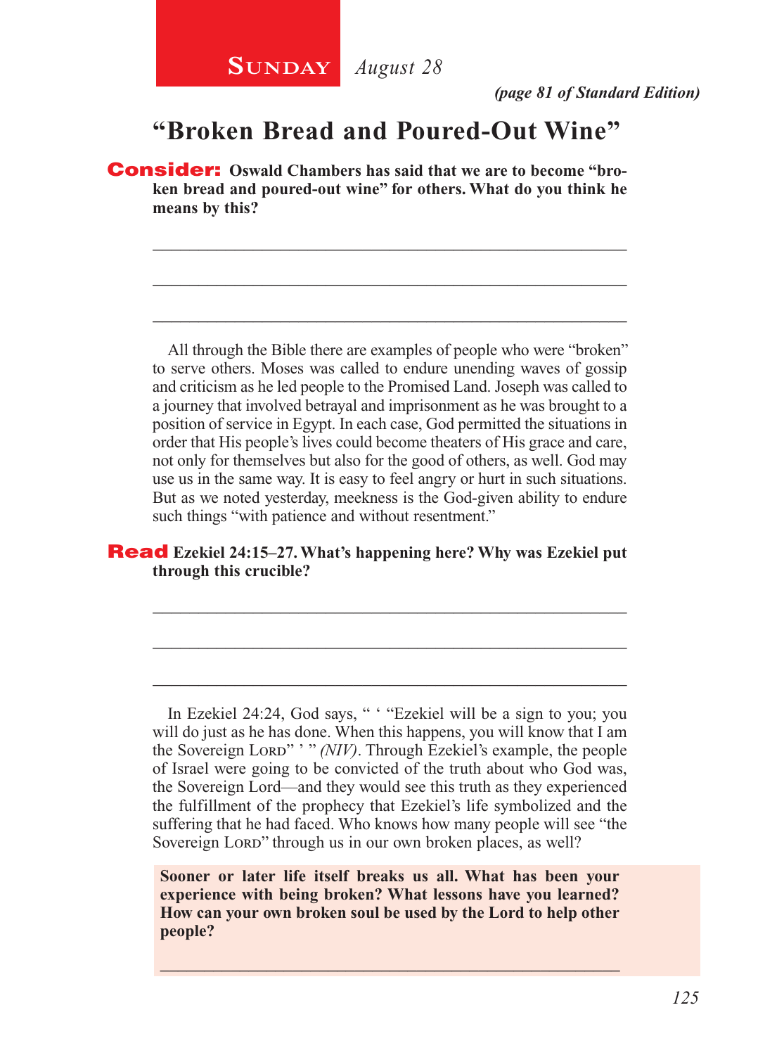**Sunday** *August 28*

*(page 81 of Standard Edition)*

# "Broken Bread and Poured-Out Wine"

**Consider: Oswald Chambers has said that we are to become "broken bread and poured-out wine" for others. What do you think he means by this?**

_______________________________________________________________

_______________________________________________________________

_______________________________________________________________

All through the Bible there are examples of people who were "broken" to serve others. Moses was called to endure unending waves of gossip and criticism as he led people to the Promised Land. Joseph was called to a journey that involved betrayal and imprisonment as he was brought to a position of service in Egypt. In each case, God permitted the situations in order that His people's lives could become theaters of His grace and care, not only for themselves but also for the good of others, as well. God may use us in the same way. It is easy to feel angry or hurt in such situations. But as we noted yesterday, meekness is the God-given ability to endure such things "with patience and without resentment."

**Read Ezekiel 24:15–27. What's happening here? Why was Ezekiel put through this crucible?**

_______________________________________________________________

_______________________________________________________________

_______________________________________________________________

In Ezekiel 24:24, God says, " ' "Ezekiel will be a sign to you; you will do just as he has done. When this happens, you will know that I am the Sovereign Lord" ' " *(NIV)*. Through Ezekiel's example, the people of Israel were going to be convicted of the truth about who God was, the Sovereign Lord—and they would see this truth as they experienced the fulfillment of the prophecy that Ezekiel's life symbolized and the suffering that he had faced. Who knows how many people will see "the Sovereign Lord" through us in our own broken places, as well?

**Sooner or later life itself breaks us all. What has been your experience with being broken? What lessons have you learned? How can your own broken soul be used by the Lord to help other people?**

_______________________________________________________________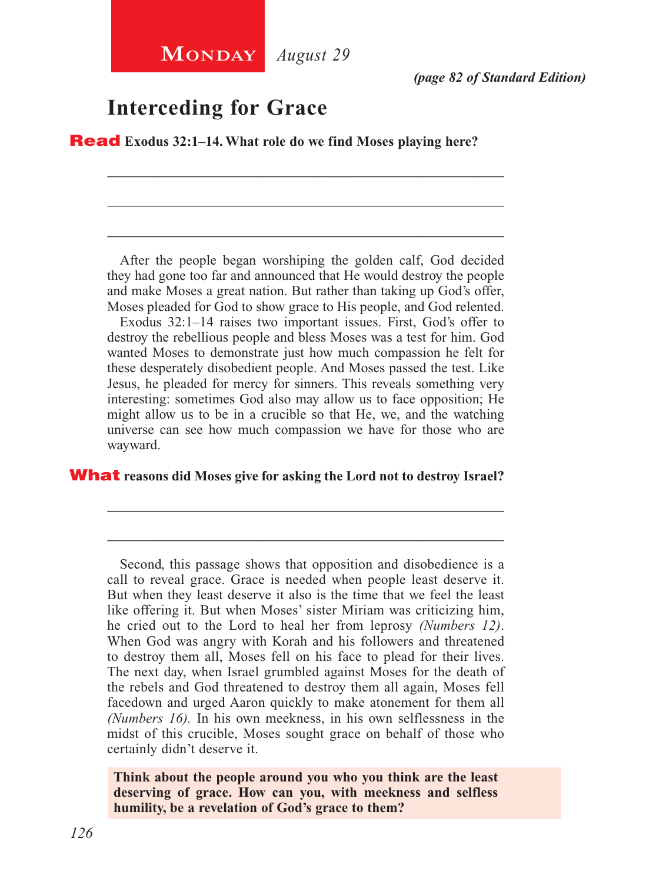**Monday** *August 29*

*(page 82 of Standard Edition)*

## Interceding for Grace

**Read Exodus 32:1–14. What role do we find Moses playing here?**

\_\_\_\_\_\_\_\_\_\_\_\_\_\_\_\_\_\_\_\_\_\_\_\_\_\_\_\_\_\_\_\_\_\_\_\_\_\_\_\_\_\_\_\_\_\_\_\_\_\_

\_\_\_\_\_\_\_\_\_\_\_\_\_\_\_\_\_\_\_\_\_\_\_\_\_\_\_\_\_\_\_\_\_\_\_\_\_\_\_\_\_\_\_\_\_\_\_\_\_\_

\_\_\_\_\_\_\_\_\_\_\_\_\_\_\_\_\_\_\_\_\_\_\_\_\_\_\_\_\_\_\_\_\_\_\_\_\_\_\_\_\_\_\_\_\_\_\_\_\_\_

After the people began worshiping the golden calf, God decided they had gone too far and announced that He would destroy the people and make Moses a great nation. But rather than taking up God's offer, Moses pleaded for God to show grace to His people, and God relented.

Exodus 32:1–14 raises two important issues. First, God's offer to destroy the rebellious people and bless Moses was a test for him. God wanted Moses to demonstrate just how much compassion he felt for these desperately disobedient people. And Moses passed the test. Like Jesus, he pleaded for mercy for sinners. This reveals something very interesting: sometimes God also may allow us to face opposition; He might allow us to be in a crucible so that He, we, and the watching universe can see how much compassion we have for those who are wayward.

**What reasons did Moses give for asking the Lord not to destroy Israel?**

\_\_\_\_\_\_\_\_\_\_\_\_\_\_\_\_\_\_\_\_\_\_\_\_\_\_\_\_\_\_\_\_\_\_\_\_\_\_\_\_\_\_\_\_\_\_\_\_\_\_

\_\_\_\_\_\_\_\_\_\_\_\_\_\_\_\_\_\_\_\_\_\_\_\_\_\_\_\_\_\_\_\_\_\_\_\_\_\_\_\_\_\_\_\_\_\_\_\_\_\_

Second, this passage shows that opposition and disobedience is a call to reveal grace. Grace is needed when people least deserve it. But when they least deserve it also is the time that we feel the least like offering it. But when Moses' sister Miriam was criticizing him, he cried out to the Lord to heal her from leprosy *(Numbers 12)*. When God was angry with Korah and his followers and threatened to destroy them all, Moses fell on his face to plead for their lives. The next day, when Israel grumbled against Moses for the death of the rebels and God threatened to destroy them all again, Moses fell facedown and urged Aaron quickly to make atonement for them all *(Numbers 16)*. In his own meekness, in his own selflessness in the midst of this crucible, Moses sought grace on behalf of those who certainly didn't deserve it.

**Think about the people around you who you think are the least deserving of grace. How can you, with meekness and selfless humility, be a revelation of God's grace to them?**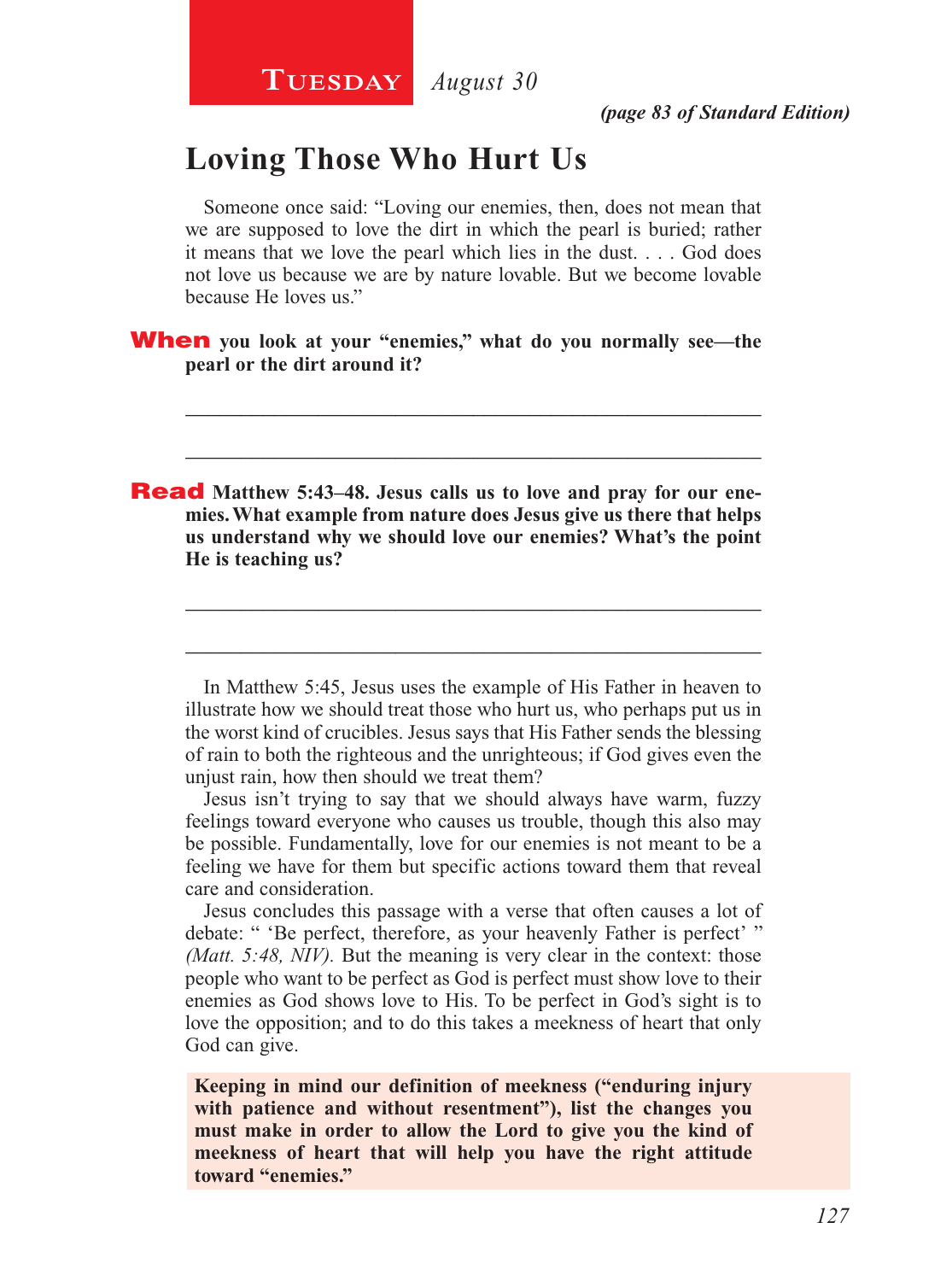**Tuesday** *August 30*

*(page 83 of Standard Edition)*

## Loving Those Who Hurt Us

Someone once said: "Loving our enemies, then, does not mean that we are supposed to love the dirt in which the pearl is buried; rather it means that we love the pearl which lies in the dust. . . . God does not love us because we are by nature lovable. But we become lovable because He loves us."

**When you look at your "enemies," what do you normally see—the pearl or the dirt around it?**

_____________________________________________________

_____________________________________________________

**Read Matthew 5:43–48. Jesus calls us to love and pray for our enemies. What example from nature does Jesus give us there that helps us understand why we should love our enemies? What's the point He is teaching us?**

_____________________________________________________

_____________________________________________________

In Matthew 5:45, Jesus uses the example of His Father in heaven to illustrate how we should treat those who hurt us, who perhaps put us in the worst kind of crucibles. Jesus says that His Father sends the blessing of rain to both the righteous and the unrighteous; if God gives even the unjust rain, how then should we treat them?

Jesus isn't trying to say that we should always have warm, fuzzy feelings toward everyone who causes us trouble, though this also may be possible. Fundamentally, love for our enemies is not meant to be a feeling we have for them but specific actions toward them that reveal care and consideration.

Jesus concludes this passage with a verse that often causes a lot of debate: " 'Be perfect, therefore, as your heavenly Father is perfect' " *(Matt. 5:48, NIV).* But the meaning is very clear in the context: those people who want to be perfect as God is perfect must show love to their enemies as God shows love to His. To be perfect in God's sight is to love the opposition; and to do this takes a meekness of heart that only God can give.

**Keeping in mind our definition of meekness ("enduring injury with patience and without resentment"), list the changes you must make in order to allow the Lord to give you the kind of meekness of heart that will help you have the right attitude toward "enemies."**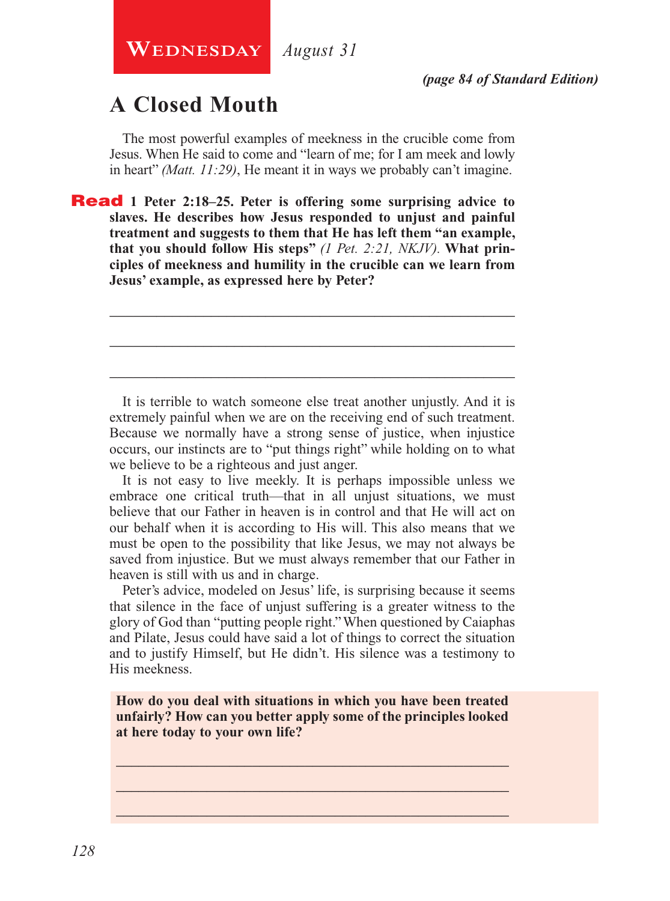**Wednesday** *August 31*

***(page 84 of Standard Edition)***

# A Closed Mouth

The most powerful examples of meekness in the crucible come from Jesus. When He said to come and "learn of me; for I am meek and lowly in heart" *(Matt. 11:29)*, He meant it in ways we probably can't imagine.

**Read 1 Peter 2:18–25. Peter is offering some surprising advice to slaves. He describes how Jesus responded to unjust and painful treatment and suggests to them that He has left them "an example, that you should follow His steps"** *(1 Pet. 2:21, NKJV)*. **What principles of meekness and humility in the crucible can we learn from Jesus' example, as expressed here by Peter?**

_______________________________________________

_______________________________________________

_______________________________________________

It is terrible to watch someone else treat another unjustly. And it is extremely painful when we are on the receiving end of such treatment. Because we normally have a strong sense of justice, when injustice occurs, our instincts are to "put things right" while holding on to what we believe to be a righteous and just anger.

It is not easy to live meekly. It is perhaps impossible unless we embrace one critical truth—that in all unjust situations, we must believe that our Father in heaven is in control and that He will act on our behalf when it is according to His will. This also means that we must be open to the possibility that like Jesus, we may not always be saved from injustice. But we must always remember that our Father in heaven is still with us and in charge.

Peter's advice, modeled on Jesus' life, is surprising because it seems that silence in the face of unjust suffering is a greater witness to the glory of God than "putting people right." When questioned by Caiaphas and Pilate, Jesus could have said a lot of things to correct the situation and to justify Himself, but He didn't. His silence was a testimony to His meekness.

**How do you deal with situations in which you have been treated unfairly? How can you better apply some of the principles looked at here today to your own life?**

_______________________________________________

_______________________________________________

_______________________________________________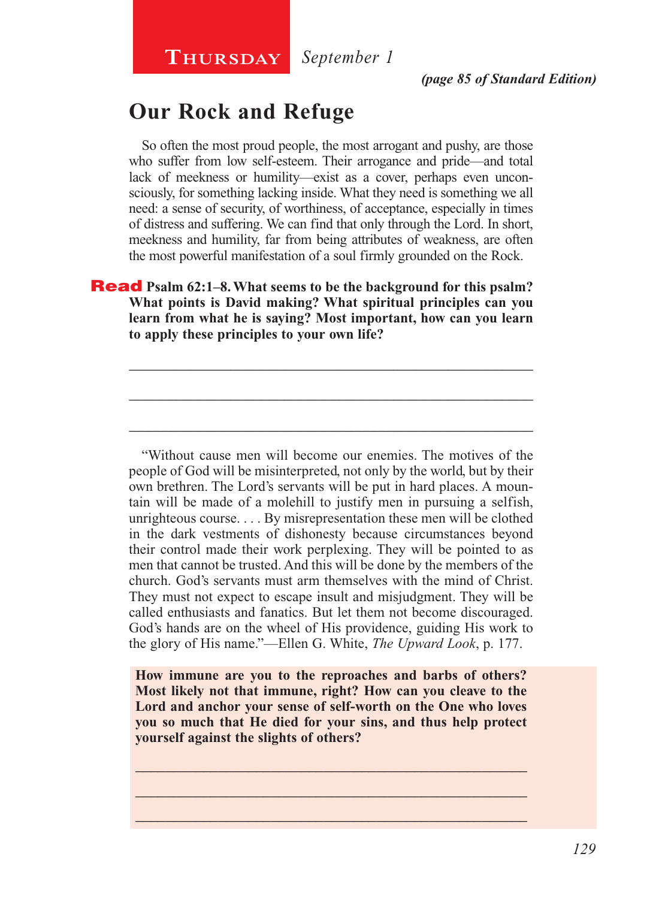**Thursday** *September 1*

***(page 85 of Standard Edition)***

## Our Rock and Refuge

So often the most proud people, the most arrogant and pushy, are those who suffer from low self-esteem. Their arrogance and pride—and total lack of meekness or humility—exist as a cover, perhaps even unconsciously, for something lacking inside. What they need is something we all need: a sense of security, of worthiness, of acceptance, especially in times of distress and suffering. We can find that only through the Lord. In short, meekness and humility, far from being attributes of weakness, are often the most powerful manifestation of a soul firmly grounded on the Rock.

**Read Psalm 62:1–8. What seems to be the background for this psalm? What points is David making? What spiritual principles can you learn from what he is saying? Most important, how can you learn to apply these principles to your own life?**

_____________________________________________________________

_____________________________________________________________

_____________________________________________________________

"Without cause men will become our enemies. The motives of the people of God will be misinterpreted, not only by the world, but by their own brethren. The Lord's servants will be put in hard places. A mountain will be made of a molehill to justify men in pursuing a selfish, unrighteous course. . . . By misrepresentation these men will be clothed in the dark vestments of dishonesty because circumstances beyond their control made their work perplexing. They will be pointed to as men that cannot be trusted. And this will be done by the members of the church. God's servants must arm themselves with the mind of Christ. They must not expect to escape insult and misjudgment. They will be called enthusiasts and fanatics. But let them not become discouraged. God's hands are on the wheel of His providence, guiding His work to the glory of His name."—Ellen G. White, *The Upward Look*, p. 177.

**How immune are you to the reproaches and barbs of others? Most likely not that immune, right? How can you cleave to the Lord and anchor your sense of self-worth on the One who loves you so much that He died for your sins, and thus help protect yourself against the slights of others?**

_____________________________________________________________

_____________________________________________________________

_____________________________________________________________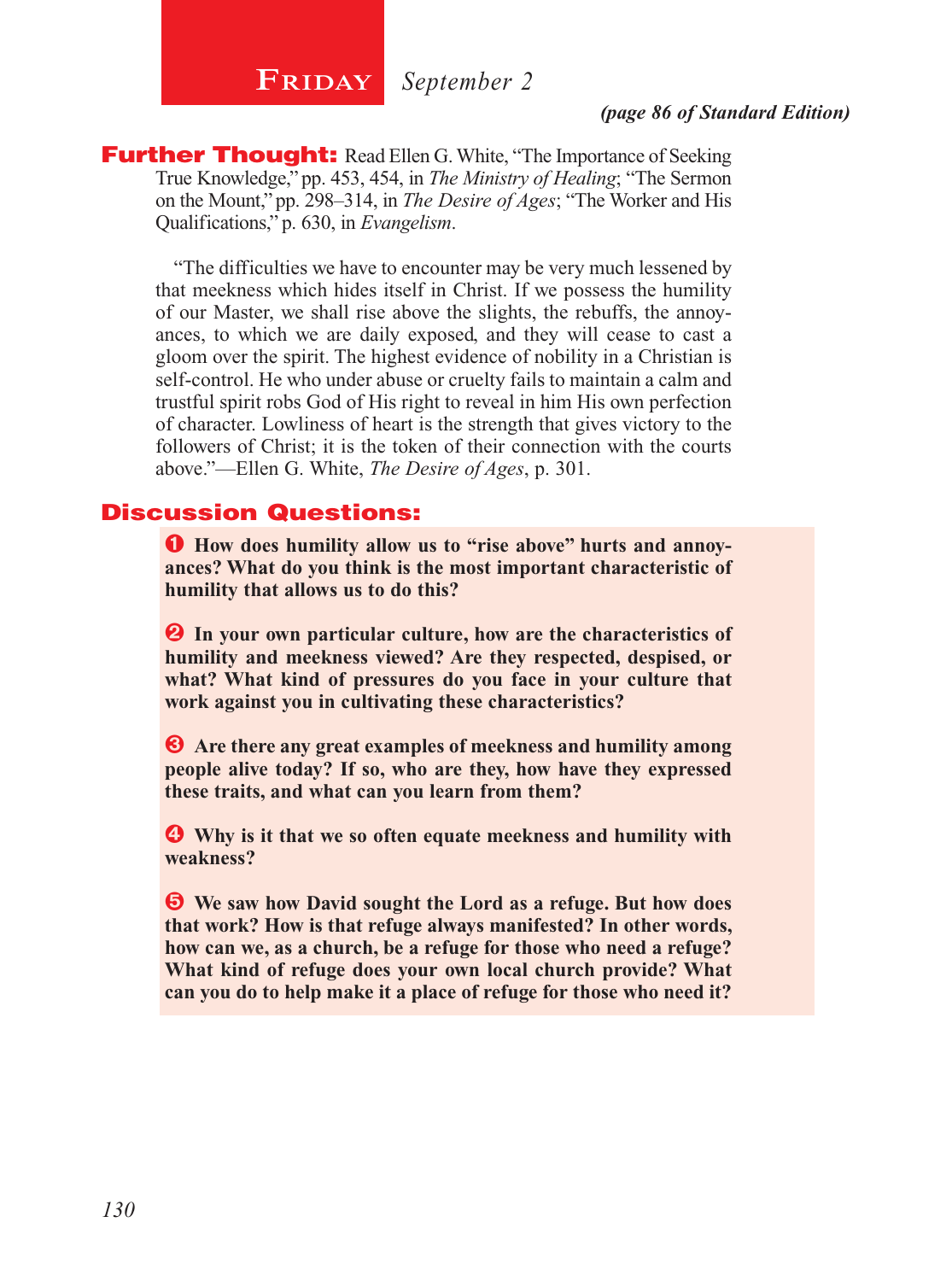# Friday *September 2*

***(page 86 of Standard Edition)***

**Further Thought:** Read Ellen G. White, "The Importance of Seeking True Knowledge," pp. 453, 454, in *The Ministry of Healing*; "The Sermon on the Mount," pp. 298–314, in *The Desire of Ages*; "The Worker and His Qualifications," p. 630, in *Evangelism*.

"The difficulties we have to encounter may be very much lessened by that meekness which hides itself in Christ. If we possess the humility of our Master, we shall rise above the slights, the rebuffs, the annoyances, to which we are daily exposed, and they will cease to cast a gloom over the spirit. The highest evidence of nobility in a Christian is self-control. He who under abuse or cruelty fails to maintain a calm and trustful spirit robs God of His right to reveal in him His own perfection of character. Lowliness of heart is the strength that gives victory to the followers of Christ; it is the token of their connection with the courts above."—Ellen G. White, *The Desire of Ages*, p. 301.

## Discussion Questions:

❶ **How does humility allow us to "rise above" hurts and annoyances? What do you think is the most important characteristic of humility that allows us to do this?**

❷ **In your own particular culture, how are the characteristics of humility and meekness viewed? Are they respected, despised, or what? What kind of pressures do you face in your culture that work against you in cultivating these characteristics?**

❸ **Are there any great examples of meekness and humility among people alive today? If so, who are they, how have they expressed these traits, and what can you learn from them?**

❹ **Why is it that we so often equate meekness and humility with weakness?**

❺ **We saw how David sought the Lord as a refuge. But how does that work? How is that refuge always manifested? In other words, how can we, as a church, be a refuge for those who need a refuge? What kind of refuge does your own local church provide? What can you do to help make it a place of refuge for those who need it?**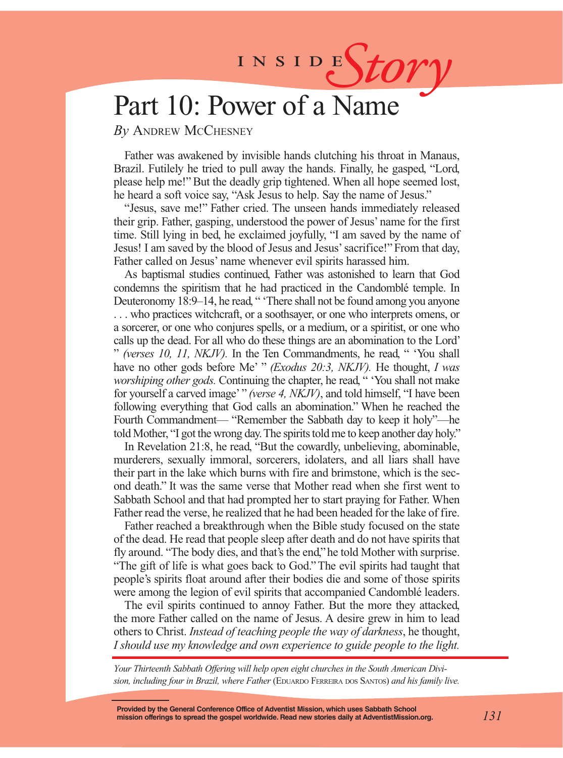INSIDE *Story*

# Part 10: Power of a Name

*By* Andrew McChesney

Father was awakened by invisible hands clutching his throat in Manaus, Brazil. Futilely he tried to pull away the hands. Finally, he gasped, "Lord, please help me!" But the deadly grip tightened. When all hope seemed lost, he heard a soft voice say, "Ask Jesus to help. Say the name of Jesus."

"Jesus, save me!" Father cried. The unseen hands immediately released their grip. Father, gasping, understood the power of Jesus' name for the first time. Still lying in bed, he exclaimed joyfully, "I am saved by the name of Jesus! I am saved by the blood of Jesus and Jesus' sacrifice!" From that day, Father called on Jesus' name whenever evil spirits harassed him.

As baptismal studies continued, Father was astonished to learn that God condemns the spiritism that he had practiced in the Candomblé temple. In Deuteronomy 18:9–14, he read, " 'There shall not be found among you anyone . . . who practices witchcraft, or a soothsayer, or one who interprets omens, or a sorcerer, or one who conjures spells, or a medium, or a spiritist, or one who calls up the dead. For all who do these things are an abomination to the Lord' " *(verses 10, 11, NKJV).* In the Ten Commandments, he read, " 'You shall have no other gods before Me' " *(Exodus 20:3, NKJV).* He thought, *I was worshiping other gods.* Continuing the chapter, he read, " 'You shall not make for yourself a carved image' " *(verse 4, NKJV)*, and told himself, "I have been following everything that God calls an abomination." When he reached the Fourth Commandment— "Remember the Sabbath day to keep it holy"—he told Mother, "I got the wrong day. The spirits told me to keep another day holy."

In Revelation 21:8, he read, "But the cowardly, unbelieving, abominable, murderers, sexually immoral, sorcerers, idolaters, and all liars shall have their part in the lake which burns with fire and brimstone, which is the second death." It was the same verse that Mother read when she first went to Sabbath School and that had prompted her to start praying for Father. When Father read the verse, he realized that he had been headed for the lake of fire.

Father reached a breakthrough when the Bible study focused on the state of the dead. He read that people sleep after death and do not have spirits that fly around. "The body dies, and that's the end," he told Mother with surprise. "The gift of life is what goes back to God." The evil spirits had taught that people's spirits float around after their bodies die and some of those spirits were among the legion of evil spirits that accompanied Candomblé leaders.

The evil spirits continued to annoy Father. But the more they attacked, the more Father called on the name of Jesus. A desire grew in him to lead others to Christ. *Instead of teaching people the way of darkness*, he thought, *I should use my knowledge and own experience to guide people to the light.*

---

*Your Thirteenth Sabbath Offering will help open eight churches in the South American Division, including four in Brazil, where Father* (Eduardo Ferreira dos Santos) *and his family live.*

**Provided by the General Conference Office of Adventist Mission, which uses Sabbath School mission offerings to spread the gospel worldwide. Read new stories daily at AdventistMission.org.**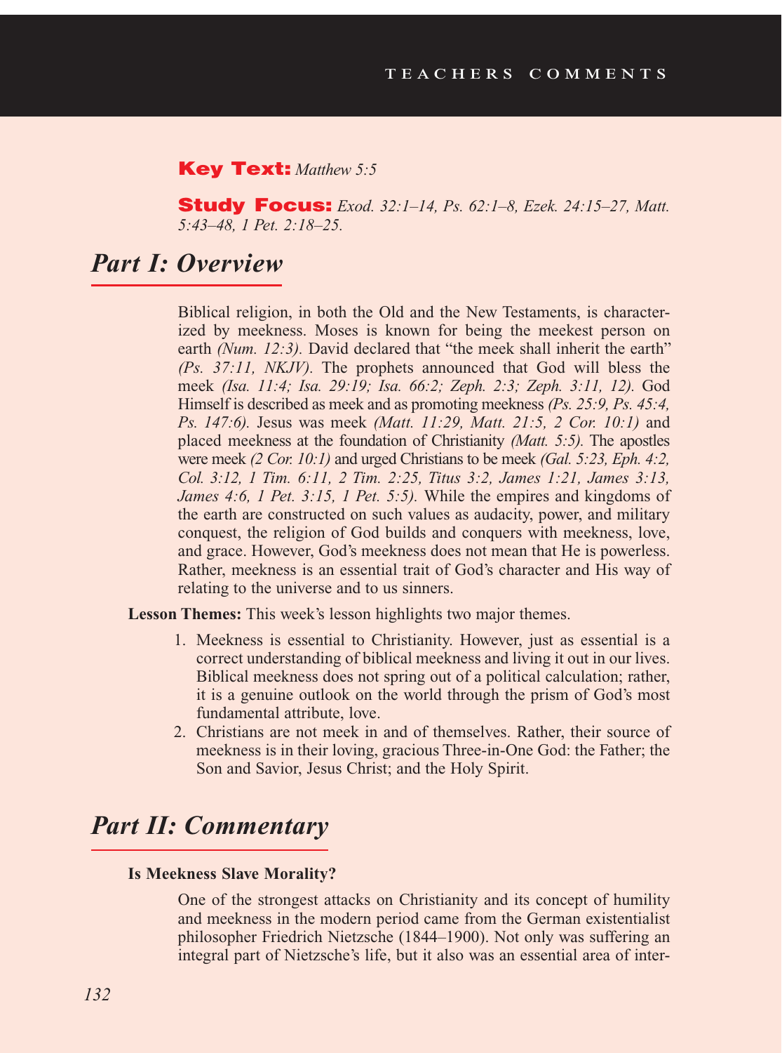**Key Text:** *Matthew 5:5*

**Study Focus:** *Exod. 32:1–14, Ps. 62:1–8, Ezek. 24:15–27, Matt. 5:43–48, 1 Pet. 2:18–25.*

# *Part I: Overview*

Biblical religion, in both the Old and the New Testaments, is characterized by meekness. Moses is known for being the meekest person on earth *(Num. 12:3)*. David declared that "the meek shall inherit the earth" *(Ps. 37:11, NKJV)*. The prophets announced that God will bless the meek *(Isa. 11:4; Isa. 29:19; Isa. 66:2; Zeph. 2:3; Zeph. 3:11, 12)*. God Himself is described as meek and as promoting meekness *(Ps. 25:9, Ps. 45:4, Ps. 147:6)*. Jesus was meek *(Matt. 11:29, Matt. 21:5, 2 Cor. 10:1)* and placed meekness at the foundation of Christianity *(Matt. 5:5)*. The apostles were meek *(2 Cor. 10:1)* and urged Christians to be meek *(Gal. 5:23, Eph. 4:2, Col. 3:12, 1 Tim. 6:11, 2 Tim. 2:25, Titus 3:2, James 1:21, James 3:13, James 4:6, 1 Pet. 3:15, 1 Pet. 5:5)*. While the empires and kingdoms of the earth are constructed on such values as audacity, power, and military conquest, the religion of God builds and conquers with meekness, love, and grace. However, God's meekness does not mean that He is powerless. Rather, meekness is an essential trait of God's character and His way of relating to the universe and to us sinners.

**Lesson Themes:** This week's lesson highlights two major themes.

1. Meekness is essential to Christianity. However, just as essential is a correct understanding of biblical meekness and living it out in our lives. Biblical meekness does not spring out of a political calculation; rather, it is a genuine outlook on the world through the prism of God's most fundamental attribute, love.
2. Christians are not meek in and of themselves. Rather, their source of meekness is in their loving, gracious Three-in-One God: the Father; the Son and Savior, Jesus Christ; and the Holy Spirit.

# *Part II: Commentary*

**Is Meekness Slave Morality?**

One of the strongest attacks on Christianity and its concept of humility and meekness in the modern period came from the German existentialist philosopher Friedrich Nietzsche (1844–1900). Not only was suffering an integral part of Nietzsche's life, but it also was an essential area of inter-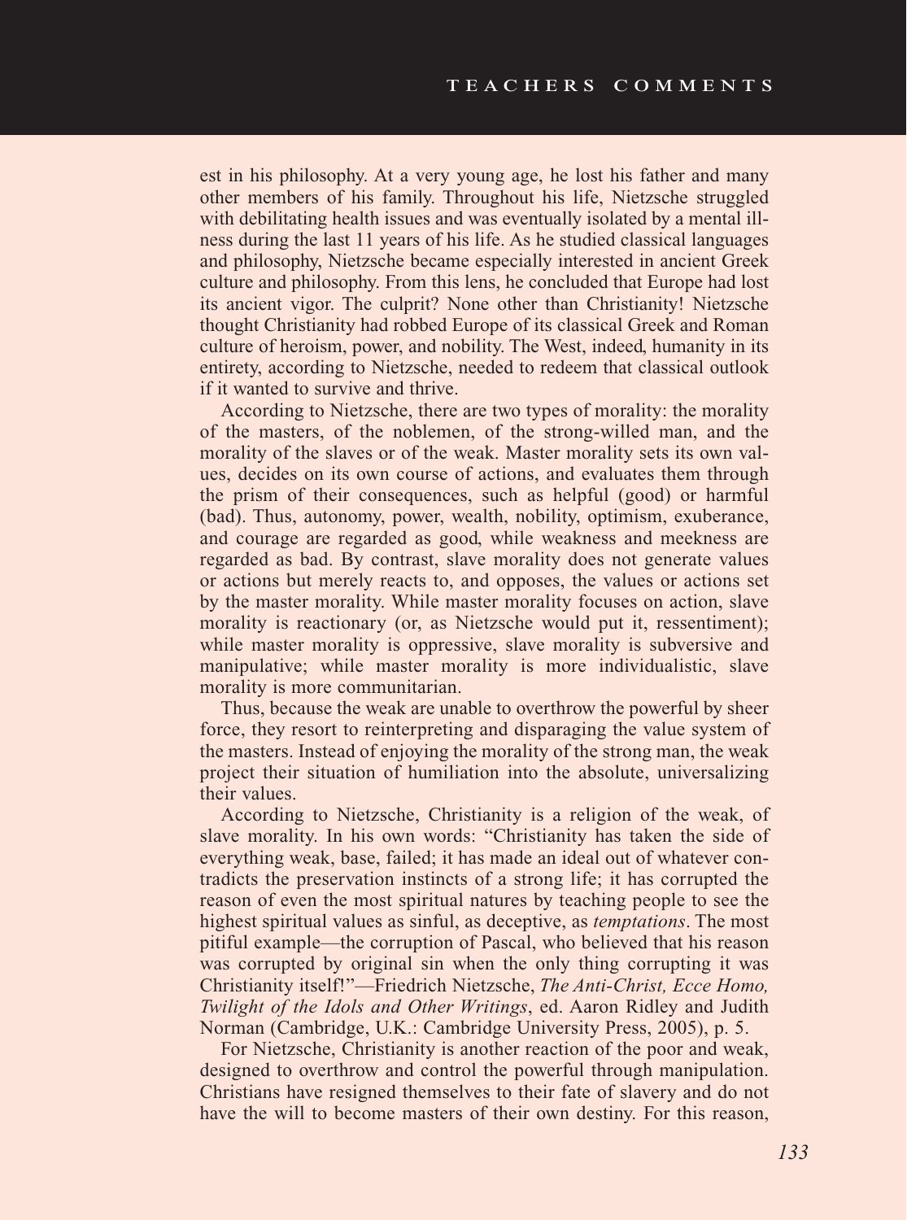est in his philosophy. At a very young age, he lost his father and many other members of his family. Throughout his life, Nietzsche struggled with debilitating health issues and was eventually isolated by a mental illness during the last 11 years of his life. As he studied classical languages and philosophy, Nietzsche became especially interested in ancient Greek culture and philosophy. From this lens, he concluded that Europe had lost its ancient vigor. The culprit? None other than Christianity! Nietzsche thought Christianity had robbed Europe of its classical Greek and Roman culture of heroism, power, and nobility. The West, indeed, humanity in its entirety, according to Nietzsche, needed to redeem that classical outlook if it wanted to survive and thrive.

According to Nietzsche, there are two types of morality: the morality of the masters, of the noblemen, of the strong-willed man, and the morality of the slaves or of the weak. Master morality sets its own values, decides on its own course of actions, and evaluates them through the prism of their consequences, such as helpful (good) or harmful (bad). Thus, autonomy, power, wealth, nobility, optimism, exuberance, and courage are regarded as good, while weakness and meekness are regarded as bad. By contrast, slave morality does not generate values or actions but merely reacts to, and opposes, the values or actions set by the master morality. While master morality focuses on action, slave morality is reactionary (or, as Nietzsche would put it, ressentiment); while master morality is oppressive, slave morality is subversive and manipulative; while master morality is more individualistic, slave morality is more communitarian.

Thus, because the weak are unable to overthrow the powerful by sheer force, they resort to reinterpreting and disparaging the value system of the masters. Instead of enjoying the morality of the strong man, the weak project their situation of humiliation into the absolute, universalizing their values.

According to Nietzsche, Christianity is a religion of the weak, of slave morality. In his own words: "Christianity has taken the side of everything weak, base, failed; it has made an ideal out of whatever contradicts the preservation instincts of a strong life; it has corrupted the reason of even the most spiritual natures by teaching people to see the highest spiritual values as sinful, as deceptive, as *temptations*. The most pitiful example—the corruption of Pascal, who believed that his reason was corrupted by original sin when the only thing corrupting it was Christianity itself!"—Friedrich Nietzsche, *The Anti-Christ, Ecce Homo, Twilight of the Idols and Other Writings*, ed. Aaron Ridley and Judith Norman (Cambridge, U.K.: Cambridge University Press, 2005), p. 5.

For Nietzsche, Christianity is another reaction of the poor and weak, designed to overthrow and control the powerful through manipulation. Christians have resigned themselves to their fate of slavery and do not have the will to become masters of their own destiny. For this reason,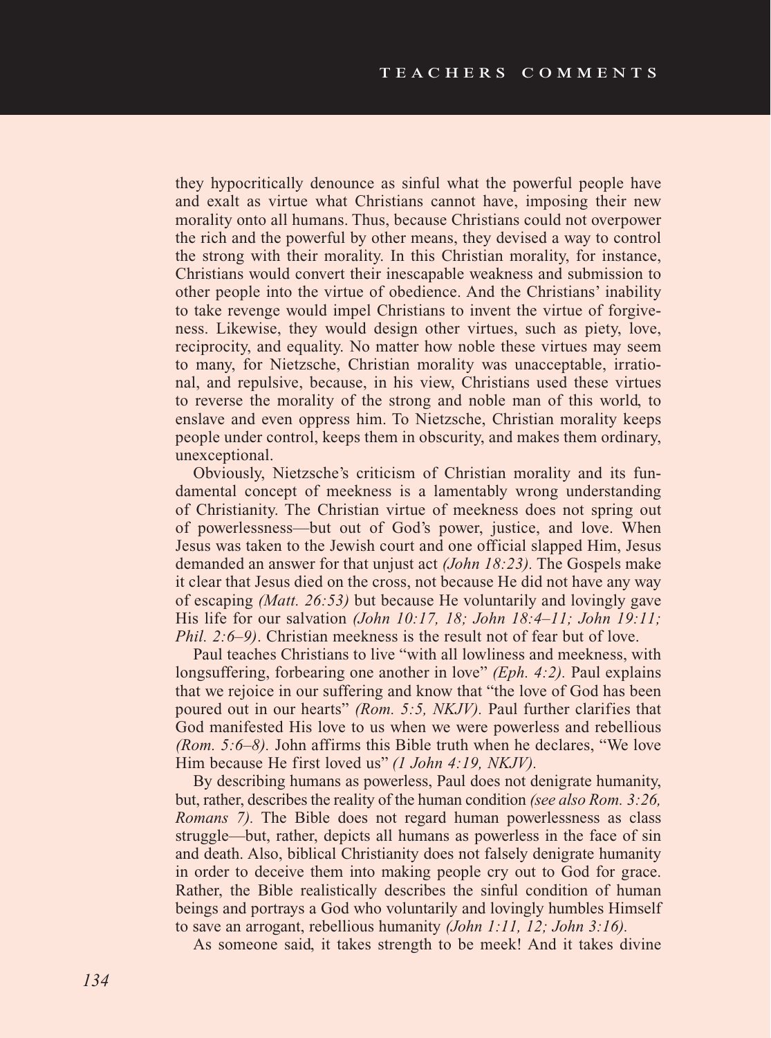they hypocritically denounce as sinful what the powerful people have and exalt as virtue what Christians cannot have, imposing their new morality onto all humans. Thus, because Christians could not overpower the rich and the powerful by other means, they devised a way to control the strong with their morality. In this Christian morality, for instance, Christians would convert their inescapable weakness and submission to other people into the virtue of obedience. And the Christians' inability to take revenge would impel Christians to invent the virtue of forgiveness. Likewise, they would design other virtues, such as piety, love, reciprocity, and equality. No matter how noble these virtues may seem to many, for Nietzsche, Christian morality was unacceptable, irrational, and repulsive, because, in his view, Christians used these virtues to reverse the morality of the strong and noble man of this world, to enslave and even oppress him. To Nietzsche, Christian morality keeps people under control, keeps them in obscurity, and makes them ordinary, unexceptional.

Obviously, Nietzsche's criticism of Christian morality and its fundamental concept of meekness is a lamentably wrong understanding of Christianity. The Christian virtue of meekness does not spring out of powerlessness—but out of God's power, justice, and love. When Jesus was taken to the Jewish court and one official slapped Him, Jesus demanded an answer for that unjust act *(John 18:23)*. The Gospels make it clear that Jesus died on the cross, not because He did not have any way of escaping *(Matt. 26:53)* but because He voluntarily and lovingly gave His life for our salvation *(John 10:17, 18; John 18:4–11; John 19:11; Phil. 2:6–9)*. Christian meekness is the result not of fear but of love.

Paul teaches Christians to live "with all lowliness and meekness, with longsuffering, forbearing one another in love" *(Eph. 4:2)*. Paul explains that we rejoice in our suffering and know that "the love of God has been poured out in our hearts" *(Rom. 5:5, NKJV)*. Paul further clarifies that God manifested His love to us when we were powerless and rebellious *(Rom. 5:6–8)*. John affirms this Bible truth when he declares, "We love Him because He first loved us" *(1 John 4:19, NKJV)*.

By describing humans as powerless, Paul does not denigrate humanity, but, rather, describes the reality of the human condition *(see also Rom. 3:26, Romans 7)*. The Bible does not regard human powerlessness as class struggle—but, rather, depicts all humans as powerless in the face of sin and death. Also, biblical Christianity does not falsely denigrate humanity in order to deceive them into making people cry out to God for grace. Rather, the Bible realistically describes the sinful condition of human beings and portrays a God who voluntarily and lovingly humbles Himself to save an arrogant, rebellious humanity *(John 1:11, 12; John 3:16)*.

As someone said, it takes strength to be meek! And it takes divine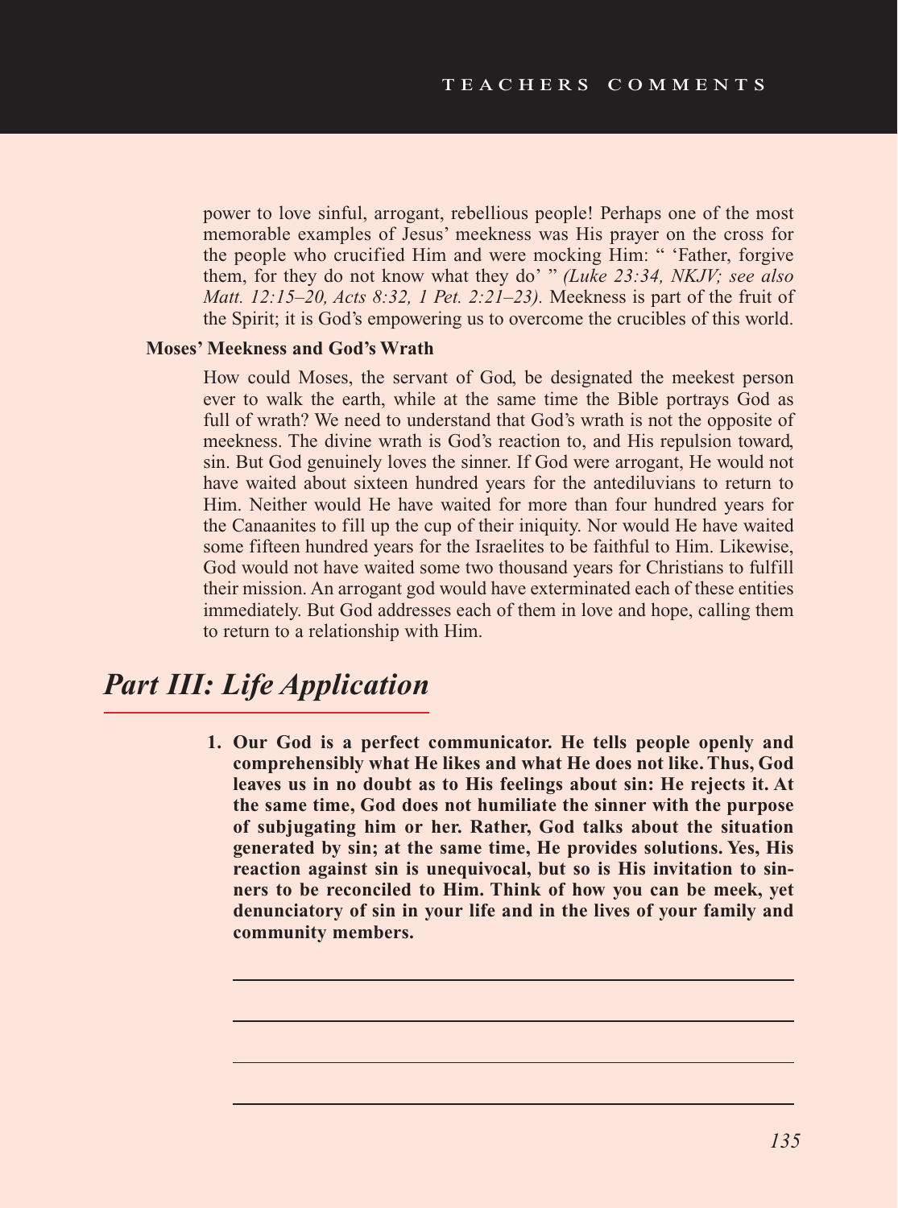power to love sinful, arrogant, rebellious people! Perhaps one of the most memorable examples of Jesus' meekness was His prayer on the cross for the people who crucified Him and were mocking Him: " 'Father, forgive them, for they do not know what they do' " *(Luke 23:34, NKJV; see also Matt. 12:15–20, Acts 8:32, 1 Pet. 2:21–23).* Meekness is part of the fruit of the Spirit; it is God's empowering us to overcome the crucibles of this world.

**Moses' Meekness and God's Wrath**

How could Moses, the servant of God, be designated the meekest person ever to walk the earth, while at the same time the Bible portrays God as full of wrath? We need to understand that God's wrath is not the opposite of meekness. The divine wrath is God's reaction to, and His repulsion toward, sin. But God genuinely loves the sinner. If God were arrogant, He would not have waited about sixteen hundred years for the antediluvians to return to Him. Neither would He have waited for more than four hundred years for the Canaanites to fill up the cup of their iniquity. Nor would He have waited some fifteen hundred years for the Israelites to be faithful to Him. Likewise, God would not have waited some two thousand years for Christians to fulfill their mission. An arrogant god would have exterminated each of these entities immediately. But God addresses each of them in love and hope, calling them to return to a relationship with Him.

## *Part III: Life Application*

1. **Our God is a perfect communicator. He tells people openly and comprehensibly what He likes and what He does not like. Thus, God leaves us in no doubt as to His feelings about sin: He rejects it. At the same time, God does not humiliate the sinner with the purpose of subjugating him or her. Rather, God talks about the situation generated by sin; at the same time, He provides solutions. Yes, His reaction against sin is unequivocal, but so is His invitation to sinners to be reconciled to Him. Think of how you can be meek, yet denunciatory of sin in your life and in the lives of your family and community members.**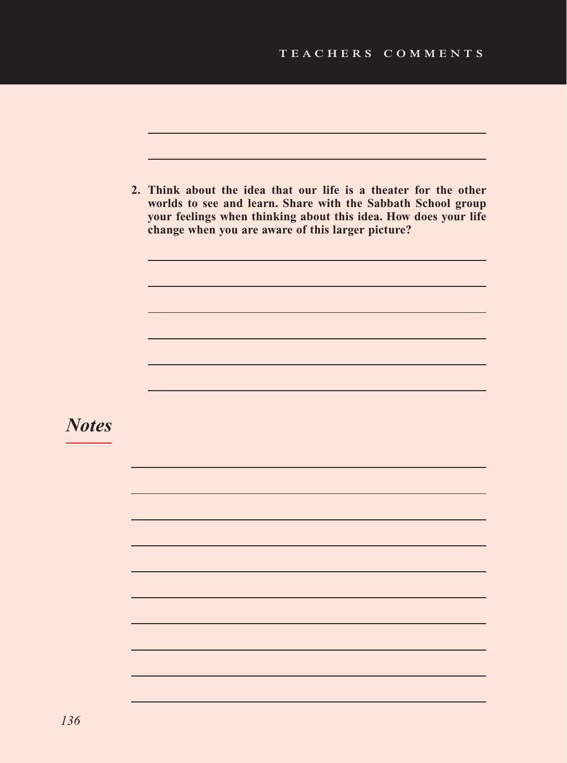2. **Think about the idea that our life is a theater for the other worlds to see and learn. Share with the Sabbath School group your feelings when thinking about this idea. How does your life change when you are aware of this larger picture?**

## *Notes*